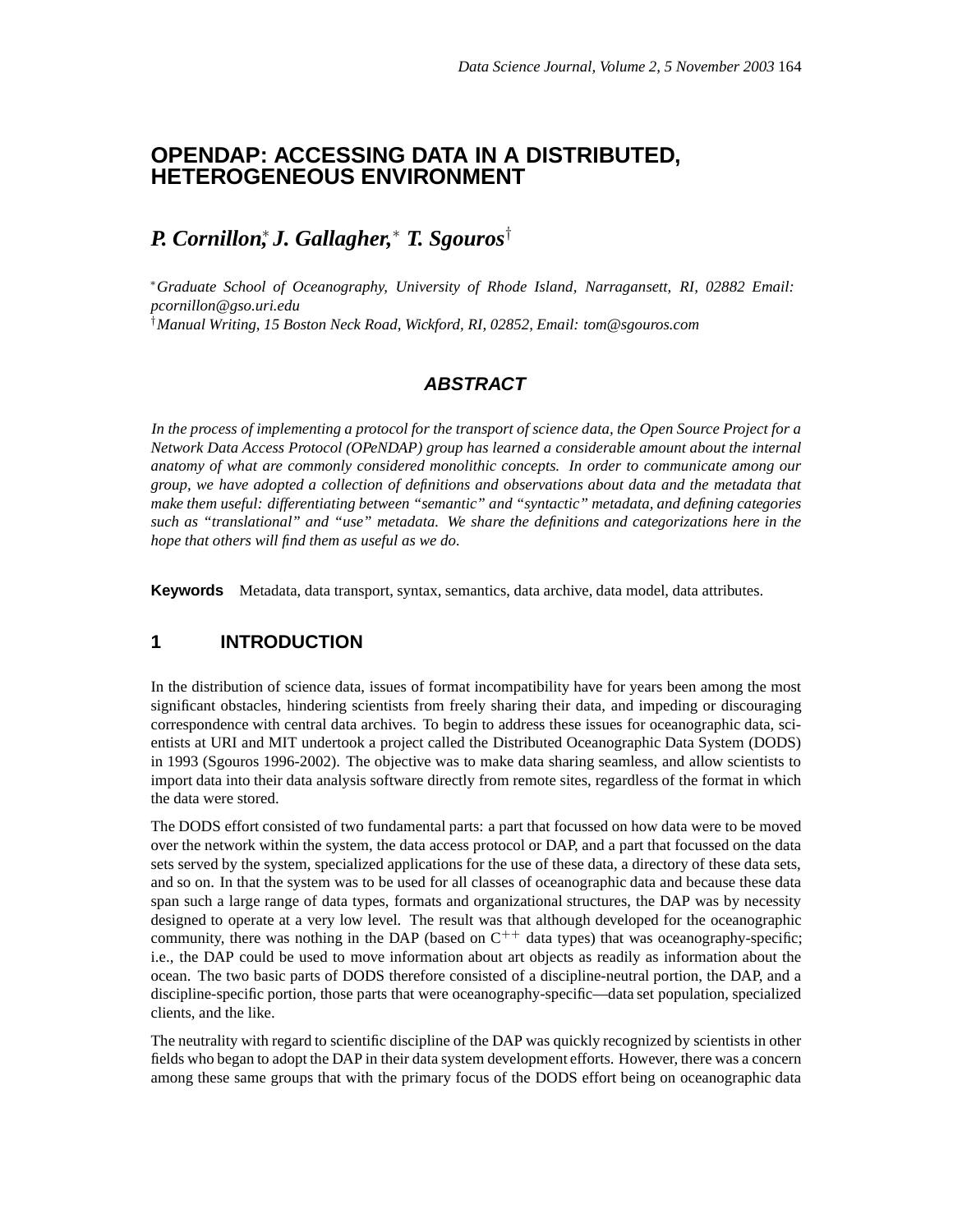# OPENDAP: ACCESSING DATA IN A DISTRIBUTED, HETEROGENEOUS ENVIRONMENT

***P. Cornillon,*** [*] ***J. Gallagher,*** [*] ***T. Sgouros*** [†]

[*] *Graduate School of Oceanography, University of Rhode Island, Narragansett, RI, 02882 Email: pcornillon@gso.uri.edu*
[†] *Manual Writing, 15 Boston Neck Road, Wickford, RI, 02852, Email: tom@sgouros.com*

## *ABSTRACT*

*In the process of implementing a protocol for the transport of science data, the Open Source Project for a Network Data Access Protocol (OPeNDAP) group has learned a considerable amount about the internal anatomy of what are commonly considered monolithic concepts. In order to communicate among our group, we have adopted a collection of definitions and observations about data and the metadata that make them useful: differentiating between "semantic" and "syntactic" metadata, and defining categories such as "translational" and "use" metadata. We share the definitions and categorizations here in the hope that others will find them as useful as we do.*

**Keywords** Metadata, data transport, syntax, semantics, data archive, data model, data attributes.

## 1 INTRODUCTION

In the distribution of science data, issues of format incompatibility have for years been among the most significant obstacles, hindering scientists from freely sharing their data, and impeding or discouraging correspondence with central data archives. To begin to address these issues for oceanographic data, scientists at URI and MIT undertook a project called the Distributed Oceanographic Data System (DODS) in 1993 (Sgouros 1996-2002). The objective was to make data sharing seamless, and allow scientists to import data into their data analysis software directly from remote sites, regardless of the format in which the data were stored.

The DODS effort consisted of two fundamental parts: a part that focussed on how data were to be moved over the network within the system, the data access protocol or DAP, and a part that focussed on the data sets served by the system, specialized applications for the use of these data, a directory of these data sets, and so on. In that the system was to be used for all classes of oceanographic data and because these data span such a large range of data types, formats and organizational structures, the DAP was by necessity designed to operate at a very low level. The result was that although developed for the oceanographic community, there was nothing in the DAP (based on $C^{++}$ data types) that was oceanography-specific; i.e., the DAP could be used to move information about art objects as readily as information about the ocean. The two basic parts of DODS therefore consisted of a discipline-neutral portion, the DAP, and a discipline-specific portion, those parts that were oceanography-specific—data set population, specialized clients, and the like.

The neutrality with regard to scientific discipline of the DAP was quickly recognized by scientists in other fields who began to adopt the DAP in their data system development efforts. However, there was a concern among these same groups that with the primary focus of the DODS effort being on oceanographic data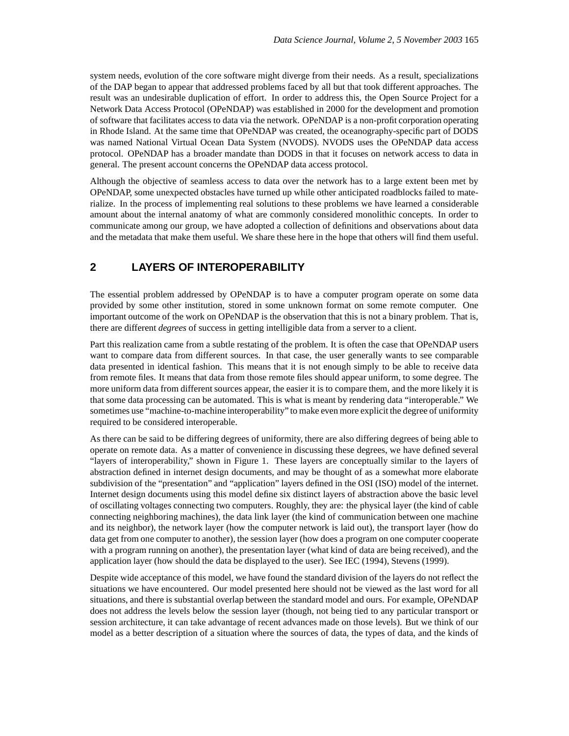system needs, evolution of the core software might diverge from their needs. As a result, specializations of the DAP began to appear that addressed problems faced by all but that took different approaches. The result was an undesirable duplication of effort. In order to address this, the Open Source Project for a Network Data Access Protocol (OPeNDAP) was established in 2000 for the development and promotion of software that facilitates access to data via the network. OPeNDAP is a non-profit corporation operating in Rhode Island. At the same time that OPeNDAP was created, the oceanography-specific part of DODS was named National Virtual Ocean Data System (NVODS). NVODS uses the OPeNDAP data access protocol. OPeNDAP has a broader mandate than DODS in that it focuses on network access to data in general. The present account concerns the OPeNDAP data access protocol.

Although the objective of seamless access to data over the network has to a large extent been met by OPeNDAP, some unexpected obstacles have turned up while other anticipated roadblocks failed to materialize. In the process of implementing real solutions to these problems we have learned a considerable amount about the internal anatomy of what are commonly considered monolithic concepts. In order to communicate among our group, we have adopted a collection of definitions and observations about data and the metadata that make them useful. We share these here in the hope that others will find them useful.

## 2 LAYERS OF INTEROPERABILITY

The essential problem addressed by OPeNDAP is to have a computer program operate on some data provided by some other institution, stored in some unknown format on some remote computer. One important outcome of the work on OPeNDAP is the observation that this is not a binary problem. That is, there are different *degrees* of success in getting intelligible data from a server to a client.

Part this realization came from a subtle restating of the problem. It is often the case that OPeNDAP users want to compare data from different sources. In that case, the user generally wants to see comparable data presented in identical fashion. This means that it is not enough simply to be able to receive data from remote files. It means that data from those remote files should appear uniform, to some degree. The more uniform data from different sources appear, the easier it is to compare them, and the more likely it is that some data processing can be automated. This is what is meant by rendering data "interoperable." We sometimes use "machine-to-machine interoperability" to make even more explicit the degree of uniformity required to be considered interoperable.

As there can be said to be differing degrees of uniformity, there are also differing degrees of being able to operate on remote data. As a matter of convenience in discussing these degrees, we have defined several "layers of interoperability," shown in Figure 1. These layers are conceptually similar to the layers of abstraction defined in internet design documents, and may be thought of as a somewhat more elaborate subdivision of the "presentation" and "application" layers defined in the OSI (ISO) model of the internet. Internet design documents using this model define six distinct layers of abstraction above the basic level of oscillating voltages connecting two computers. Roughly, they are: the physical layer (the kind of cable connecting neighboring machines), the data link layer (the kind of communication between one machine and its neighbor), the network layer (how the computer network is laid out), the transport layer (how do data get from one computer to another), the session layer (how does a program on one computer cooperate with a program running on another), the presentation layer (what kind of data are being received), and the application layer (how should the data be displayed to the user). See IEC (1994), Stevens (1999).

Despite wide acceptance of this model, we have found the standard division of the layers do not reflect the situations we have encountered. Our model presented here should not be viewed as the last word for all situations, and there is substantial overlap between the standard model and ours. For example, OPeNDAP does not address the levels below the session layer (though, not being tied to any particular transport or session architecture, it can take advantage of recent advances made on those levels). But we think of our model as a better description of a situation where the sources of data, the types of data, and the kinds of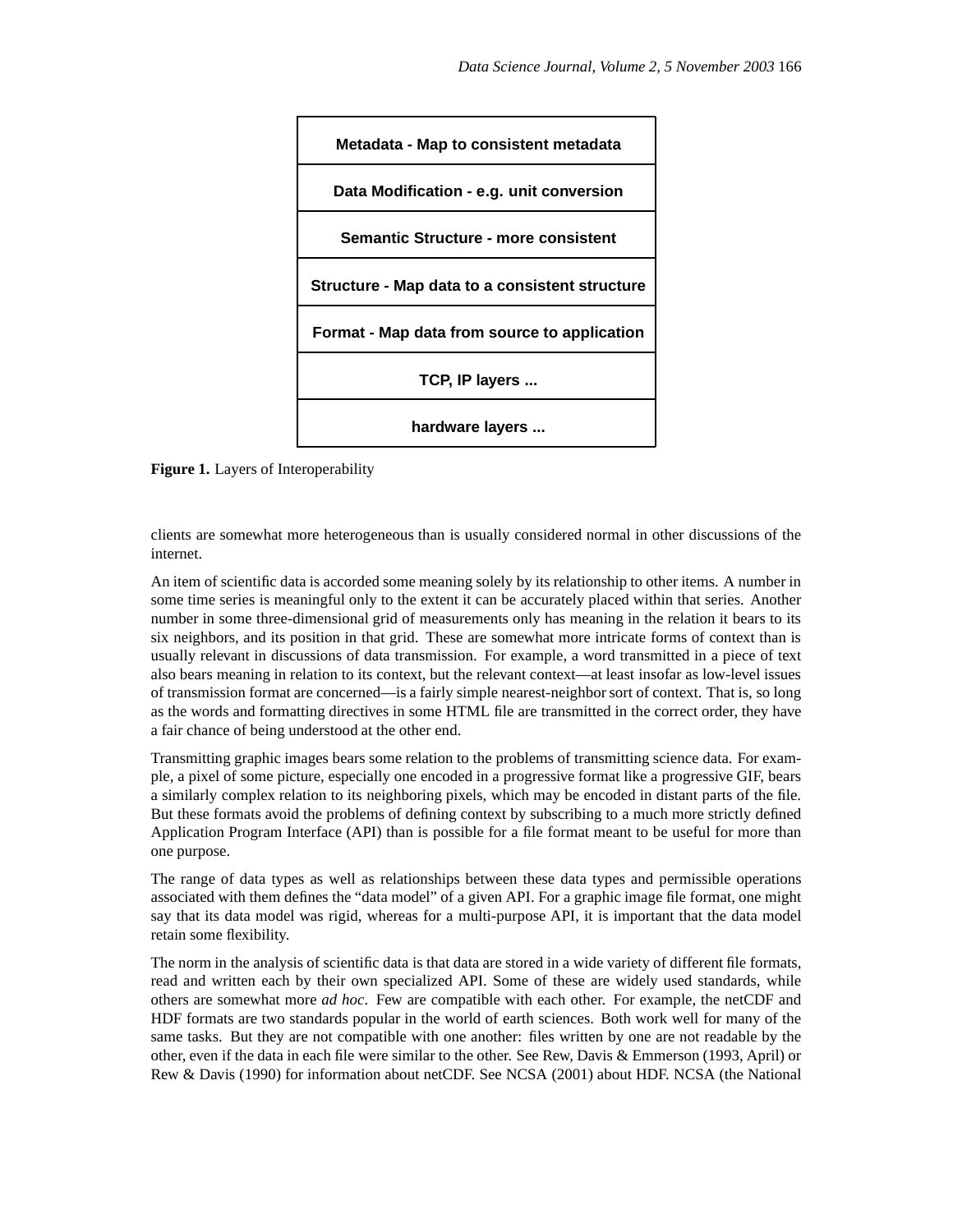| Metadata - Map to consistent metadata |
| --- |
| Data Modification - e.g. unit conversion |
| Semantic Structure - more consistent |
| Structure - Map data to a consistent structure |
| Format - Map data from source to application |
| TCP, IP layers ... |
| hardware layers ... |

**Figure 1.** Layers of Interoperability

clients are somewhat more heterogeneous than is usually considered normal in other discussions of the internet.

An item of scientific data is accorded some meaning solely by its relationship to other items. A number in some time series is meaningful only to the extent it can be accurately placed within that series. Another number in some three-dimensional grid of measurements only has meaning in the relation it bears to its six neighbors, and its position in that grid. These are somewhat more intricate forms of context than is usually relevant in discussions of data transmission. For example, a word transmitted in a piece of text also bears meaning in relation to its context, but the relevant context—at least insofar as low-level issues of transmission format are concerned—is a fairly simple nearest-neighbor sort of context. That is, so long as the words and formatting directives in some HTML file are transmitted in the correct order, they have a fair chance of being understood at the other end.

Transmitting graphic images bears some relation to the problems of transmitting science data. For example, a pixel of some picture, especially one encoded in a progressive format like a progressive GIF, bears a similarly complex relation to its neighboring pixels, which may be encoded in distant parts of the file. But these formats avoid the problems of defining context by subscribing to a much more strictly defined Application Program Interface (API) than is possible for a file format meant to be useful for more than one purpose.

The range of data types as well as relationships between these data types and permissible operations associated with them defines the "data model" of a given API. For a graphic image file format, one might say that its data model was rigid, whereas for a multi-purpose API, it is important that the data model retain some flexibility.

The norm in the analysis of scientific data is that data are stored in a wide variety of different file formats, read and written each by their own specialized API. Some of these are widely used standards, while others are somewhat more *ad hoc*. Few are compatible with each other. For example, the netCDF and HDF formats are two standards popular in the world of earth sciences. Both work well for many of the same tasks. But they are not compatible with one another: files written by one are not readable by the other, even if the data in each file were similar to the other. See Rew, Davis & Emmerson (1993, April) or Rew & Davis (1990) for information about netCDF. See NCSA (2001) about HDF. NCSA (the National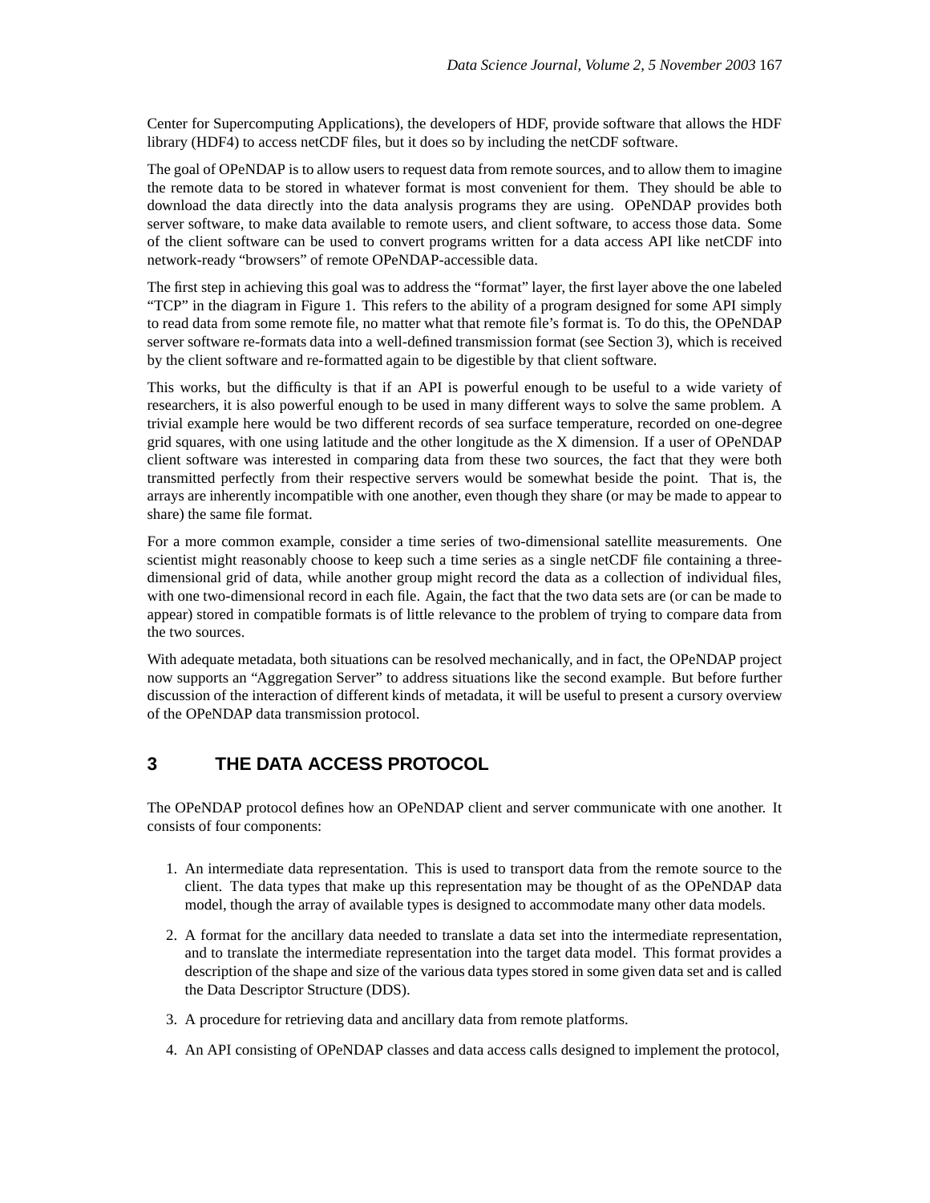Center for Supercomputing Applications), the developers of HDF, provide software that allows the HDF library (HDF4) to access netCDF files, but it does so by including the netCDF software.

The goal of OPeNDAP is to allow users to request data from remote sources, and to allow them to imagine the remote data to be stored in whatever format is most convenient for them. They should be able to download the data directly into the data analysis programs they are using. OPeNDAP provides both server software, to make data available to remote users, and client software, to access those data. Some of the client software can be used to convert programs written for a data access API like netCDF into network-ready "browsers" of remote OPeNDAP-accessible data.

The first step in achieving this goal was to address the "format" layer, the first layer above the one labeled "TCP" in the diagram in Figure 1. This refers to the ability of a program designed for some API simply to read data from some remote file, no matter what that remote file's format is. To do this, the OPeNDAP server software re-formats data into a well-defined transmission format (see Section 3), which is received by the client software and re-formatted again to be digestible by that client software.

This works, but the difficulty is that if an API is powerful enough to be useful to a wide variety of researchers, it is also powerful enough to be used in many different ways to solve the same problem. A trivial example here would be two different records of sea surface temperature, recorded on one-degree grid squares, with one using latitude and the other longitude as the X dimension. If a user of OPeNDAP client software was interested in comparing data from these two sources, the fact that they were both transmitted perfectly from their respective servers would be somewhat beside the point. That is, the arrays are inherently incompatible with one another, even though they share (or may be made to appear to share) the same file format.

For a more common example, consider a time series of two-dimensional satellite measurements. One scientist might reasonably choose to keep such a time series as a single netCDF file containing a three-dimensional grid of data, while another group might record the data as a collection of individual files, with one two-dimensional record in each file. Again, the fact that the two data sets are (or can be made to appear) stored in compatible formats is of little relevance to the problem of trying to compare data from the two sources.

With adequate metadata, both situations can be resolved mechanically, and in fact, the OPeNDAP project now supports an "Aggregation Server" to address situations like the second example. But before further discussion of the interaction of different kinds of metadata, it will be useful to present a cursory overview of the OPeNDAP data transmission protocol.

## 3 THE DATA ACCESS PROTOCOL

The OPeNDAP protocol defines how an OPeNDAP client and server communicate with one another. It consists of four components:

1. An intermediate data representation. This is used to transport data from the remote source to the client. The data types that make up this representation may be thought of as the OPeNDAP data model, though the array of available types is designed to accommodate many other data models.
2. A format for the ancillary data needed to translate a data set into the intermediate representation, and to translate the intermediate representation into the target data model. This format provides a description of the shape and size of the various data types stored in some given data set and is called the Data Descriptor Structure (DDS).
3. A procedure for retrieving data and ancillary data from remote platforms.
4. An API consisting of OPeNDAP classes and data access calls designed to implement the protocol,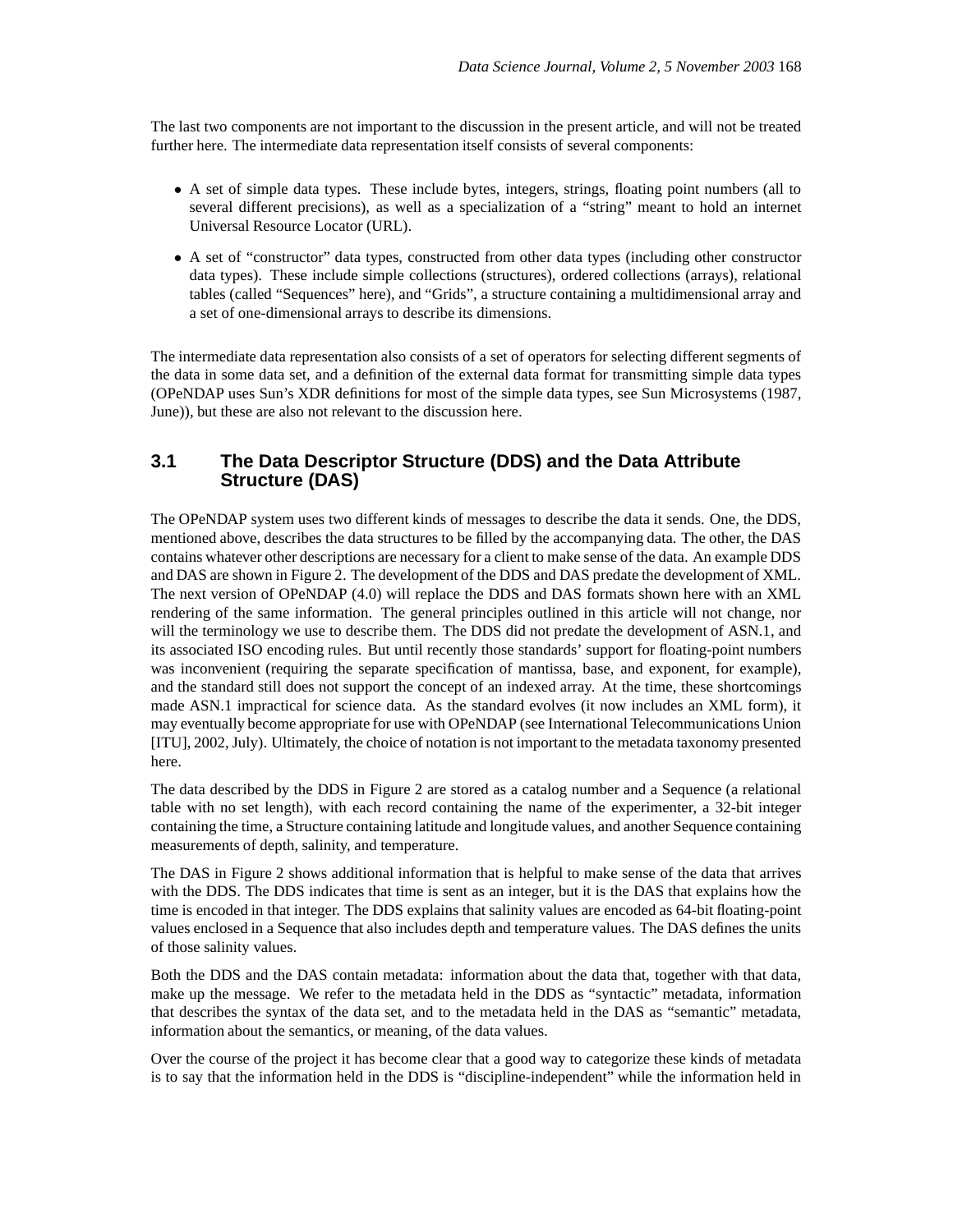The last two components are not important to the discussion in the present article, and will not be treated further here. The intermediate data representation itself consists of several components:

- A set of simple data types. These include bytes, integers, strings, floating point numbers (all to several different precisions), as well as a specialization of a "string" meant to hold an internet Universal Resource Locator (URL).
- A set of "constructor" data types, constructed from other data types (including other constructor data types). These include simple collections (structures), ordered collections (arrays), relational tables (called "Sequences" here), and "Grids", a structure containing a multidimensional array and a set of one-dimensional arrays to describe its dimensions.

The intermediate data representation also consists of a set of operators for selecting different segments of the data in some data set, and a definition of the external data format for transmitting simple data types (OPeNDAP uses Sun's XDR definitions for most of the simple data types, see Sun Microsystems (1987, June)), but these are also not relevant to the discussion here.

## 3.1 The Data Descriptor Structure (DDS) and the Data Attribute Structure (DAS)

The OPeNDAP system uses two different kinds of messages to describe the data it sends. One, the DDS, mentioned above, describes the data structures to be filled by the accompanying data. The other, the DAS contains whatever other descriptions are necessary for a client to make sense of the data. An example DDS and DAS are shown in Figure 2. The development of the DDS and DAS predate the development of XML. The next version of OPeNDAP (4.0) will replace the DDS and DAS formats shown here with an XML rendering of the same information. The general principles outlined in this article will not change, nor will the terminology we use to describe them. The DDS did not predate the development of ASN.1, and its associated ISO encoding rules. But until recently those standards' support for floating-point numbers was inconvenient (requiring the separate specification of mantissa, base, and exponent, for example), and the standard still does not support the concept of an indexed array. At the time, these shortcomings made ASN.1 impractical for science data. As the standard evolves (it now includes an XML form), it may eventually become appropriate for use with OPeNDAP (see International Telecommunications Union [ITU], 2002, July). Ultimately, the choice of notation is not important to the metadata taxonomy presented here.

The data described by the DDS in Figure 2 are stored as a catalog number and a Sequence (a relational table with no set length), with each record containing the name of the experimenter, a 32-bit integer containing the time, a Structure containing latitude and longitude values, and another Sequence containing measurements of depth, salinity, and temperature.

The DAS in Figure 2 shows additional information that is helpful to make sense of the data that arrives with the DDS. The DDS indicates that time is sent as an integer, but it is the DAS that explains how the time is encoded in that integer. The DDS explains that salinity values are encoded as 64-bit floating-point values enclosed in a Sequence that also includes depth and temperature values. The DAS defines the units of those salinity values.

Both the DDS and the DAS contain metadata: information about the data that, together with that data, make up the message. We refer to the metadata held in the DDS as "syntactic" metadata, information that describes the syntax of the data set, and to the metadata held in the DAS as "semantic" metadata, information about the semantics, or meaning, of the data values.

Over the course of the project it has become clear that a good way to categorize these kinds of metadata is to say that the information held in the DDS is "discipline-independent" while the information held in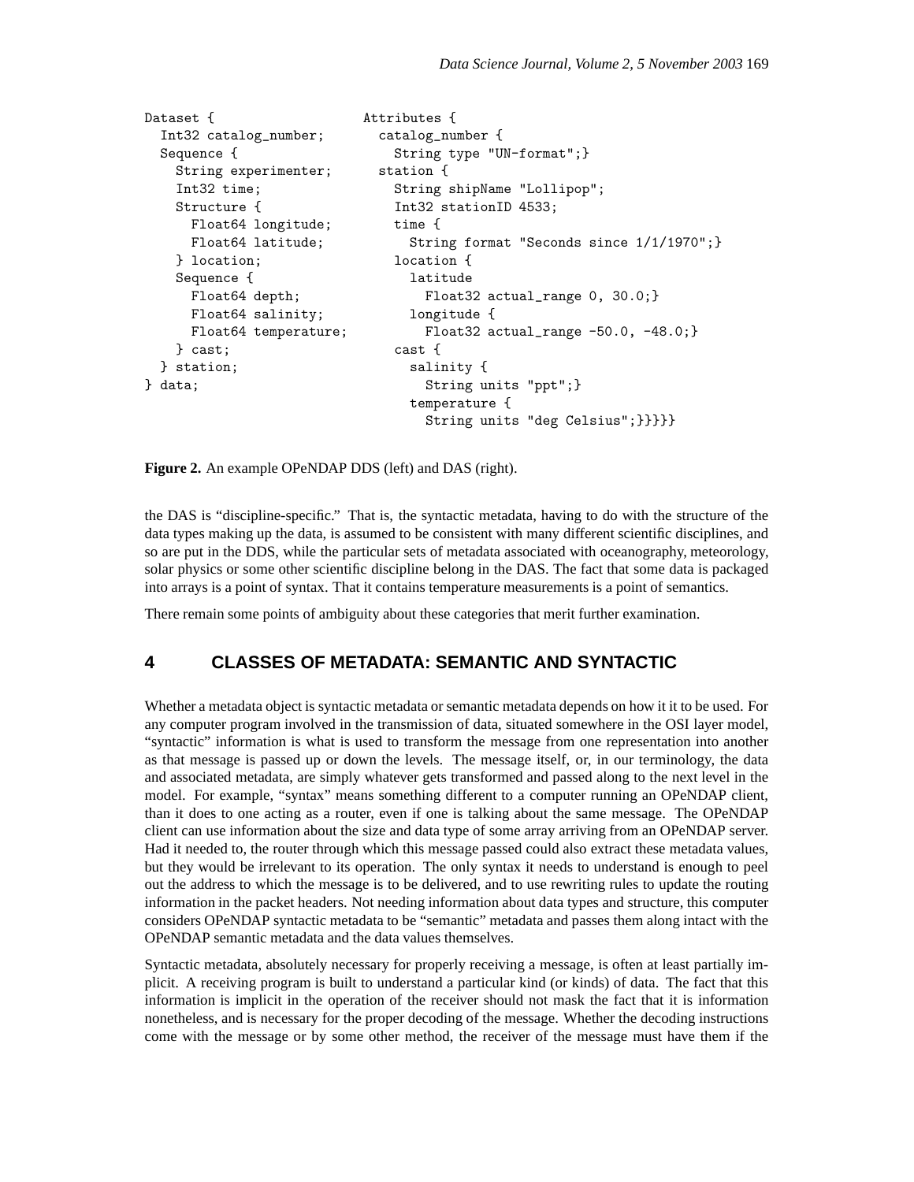```
Dataset {
  Int32 catalog_number;
  Sequence {
    String experimenter;
    Int32 time;
    Structure {
      Float64 longitude;
      Float64 latitude;
    } location;
    Sequence {
      Float64 depth;
      Float64 salinity;
      Float64 temperature;
    } cast;
  } station;
} data;
```

```
Attributes {
  catalog_number {
    String type "UN-format";}
  station {
    String shipName "Lollipop";
    Int32 stationID 4533;
    time {
      String format "Seconds since 1/1/1970";}
    location {
      latitude
        Float32 actual_range 0, 30.0;}
      longitude {
        Float32 actual_range -50.0, -48.0;}
    cast {
      salinity {
        String units "ppt";}
      temperature {
        String units "deg Celsius";}}}}}
```

**Figure 2.** An example OPeNDAP DDS (left) and DAS (right).

the DAS is "discipline-specific." That is, the syntactic metadata, having to do with the structure of the data types making up the data, is assumed to be consistent with many different scientific disciplines, and so are put in the DDS, while the particular sets of metadata associated with oceanography, meteorology, solar physics or some other scientific discipline belong in the DAS. The fact that some data is packaged into arrays is a point of syntax. That it contains temperature measurements is a point of semantics.

There remain some points of ambiguity about these categories that merit further examination.

## 4 CLASSES OF METADATA: SEMANTIC AND SYNTACTIC

Whether a metadata object is syntactic metadata or semantic metadata depends on how it it to be used. For any computer program involved in the transmission of data, situated somewhere in the OSI layer model, "syntactic" information is what is used to transform the message from one representation into another as that message is passed up or down the levels. The message itself, or, in our terminology, the data and associated metadata, are simply whatever gets transformed and passed along to the next level in the model. For example, "syntax" means something different to a computer running an OPeNDAP client, than it does to one acting as a router, even if one is talking about the same message. The OPeNDAP client can use information about the size and data type of some array arriving from an OPeNDAP server. Had it needed to, the router through which this message passed could also extract these metadata values, but they would be irrelevant to its operation. The only syntax it needs to understand is enough to peel out the address to which the message is to be delivered, and to use rewriting rules to update the routing information in the packet headers. Not needing information about data types and structure, this computer considers OPeNDAP syntactic metadata to be "semantic" metadata and passes them along intact with the OPeNDAP semantic metadata and the data values themselves.

Syntactic metadata, absolutely necessary for properly receiving a message, is often at least partially implicit. A receiving program is built to understand a particular kind (or kinds) of data. The fact that this information is implicit in the operation of the receiver should not mask the fact that it is information nonetheless, and is necessary for the proper decoding of the message. Whether the decoding instructions come with the message or by some other method, the receiver of the message must have them if the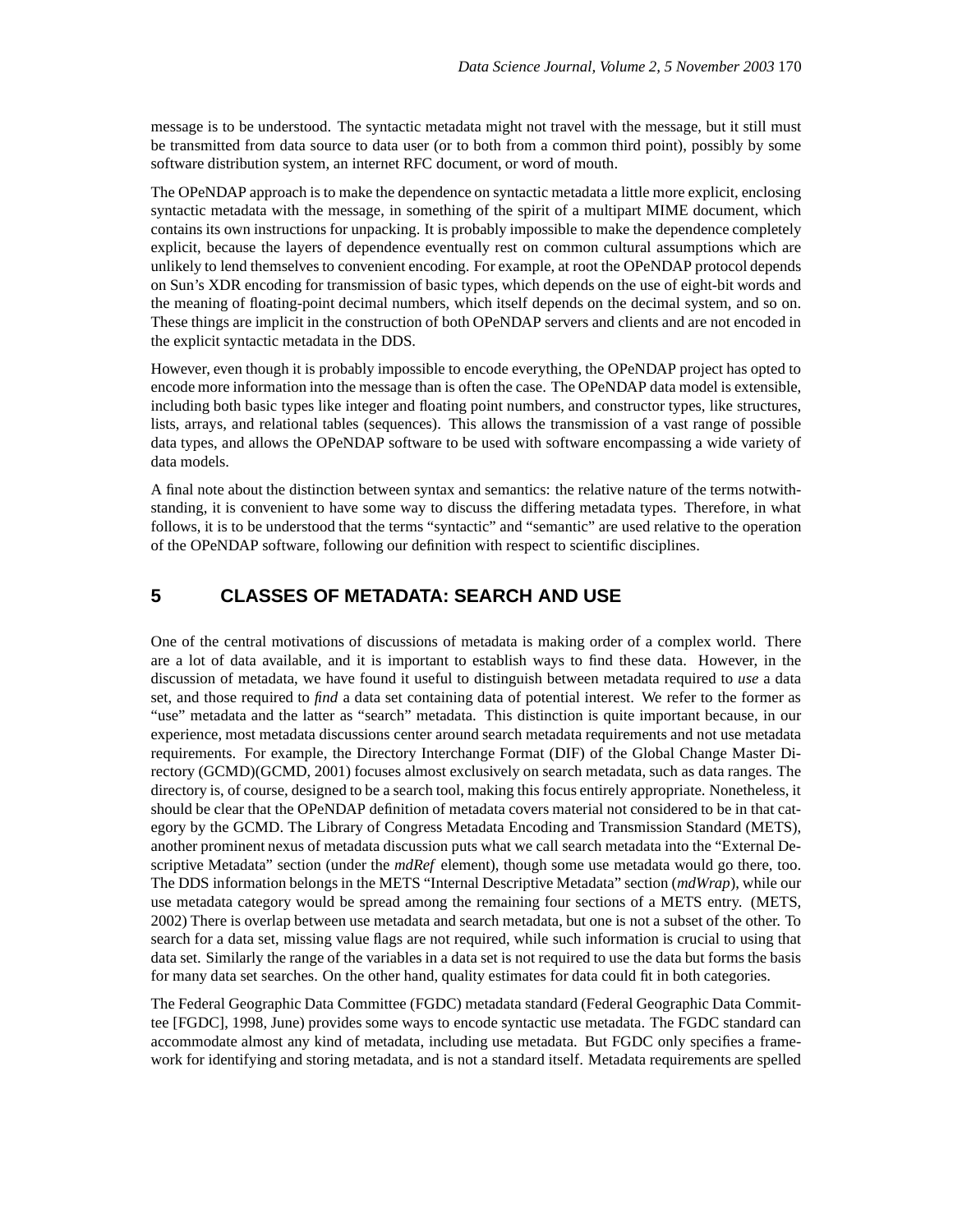message is to be understood. The syntactic metadata might not travel with the message, but it still must be transmitted from data source to data user (or to both from a common third point), possibly by some software distribution system, an internet RFC document, or word of mouth.

The OPeNDAP approach is to make the dependence on syntactic metadata a little more explicit, enclosing syntactic metadata with the message, in something of the spirit of a multipart MIME document, which contains its own instructions for unpacking. It is probably impossible to make the dependence completely explicit, because the layers of dependence eventually rest on common cultural assumptions which are unlikely to lend themselves to convenient encoding. For example, at root the OPeNDAP protocol depends on Sun's XDR encoding for transmission of basic types, which depends on the use of eight-bit words and the meaning of floating-point decimal numbers, which itself depends on the decimal system, and so on. These things are implicit in the construction of both OPeNDAP servers and clients and are not encoded in the explicit syntactic metadata in the DDS.

However, even though it is probably impossible to encode everything, the OPeNDAP project has opted to encode more information into the message than is often the case. The OPeNDAP data model is extensible, including both basic types like integer and floating point numbers, and constructor types, like structures, lists, arrays, and relational tables (sequences). This allows the transmission of a vast range of possible data types, and allows the OPeNDAP software to be used with software encompassing a wide variety of data models.

A final note about the distinction between syntax and semantics: the relative nature of the terms notwithstanding, it is convenient to have some way to discuss the differing metadata types. Therefore, in what follows, it is to be understood that the terms "syntactic" and "semantic" are used relative to the operation of the OPeNDAP software, following our definition with respect to scientific disciplines.

## 5 CLASSES OF METADATA: SEARCH AND USE

One of the central motivations of discussions of metadata is making order of a complex world. There are a lot of data available, and it is important to establish ways to find these data. However, in the discussion of metadata, we have found it useful to distinguish between metadata required to *use* a data set, and those required to *find* a data set containing data of potential interest. We refer to the former as "use" metadata and the latter as "search" metadata. This distinction is quite important because, in our experience, most metadata discussions center around search metadata requirements and not use metadata requirements. For example, the Directory Interchange Format (DIF) of the Global Change Master Directory (GCMD)(GCMD, 2001) focuses almost exclusively on search metadata, such as data ranges. The directory is, of course, designed to be a search tool, making this focus entirely appropriate. Nonetheless, it should be clear that the OPeNDAP definition of metadata covers material not considered to be in that category by the GCMD. The Library of Congress Metadata Encoding and Transmission Standard (METS), another prominent nexus of metadata discussion puts what we call search metadata into the "External Descriptive Metadata" section (under the *mdRef* element), though some use metadata would go there, too. The DDS information belongs in the METS "Internal Descriptive Metadata" section (*mdWrap*), while our use metadata category would be spread among the remaining four sections of a METS entry. (METS, 2002) There is overlap between use metadata and search metadata, but one is not a subset of the other. To search for a data set, missing value flags are not required, while such information is crucial to using that data set. Similarly the range of the variables in a data set is not required to use the data but forms the basis for many data set searches. On the other hand, quality estimates for data could fit in both categories.

The Federal Geographic Data Committee (FGDC) metadata standard (Federal Geographic Data Committee [FGDC], 1998, June) provides some ways to encode syntactic use metadata. The FGDC standard can accommodate almost any kind of metadata, including use metadata. But FGDC only specifies a framework for identifying and storing metadata, and is not a standard itself. Metadata requirements are spelled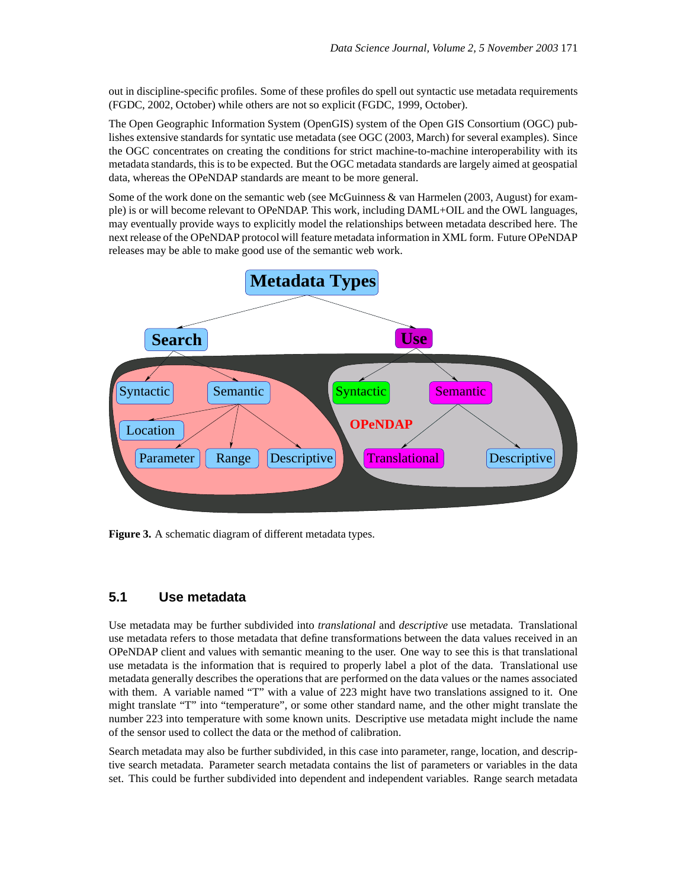out in discipline-specific profiles. Some of these profiles do spell out syntactic use metadata requirements (FGDC, 2002, October) while others are not so explicit (FGDC, 1999, October).

The Open Geographic Information System (OpenGIS) system of the Open GIS Consortium (OGC) publishes extensive standards for syntatic use metadata (see OGC (2003, March) for several examples). Since the OGC concentrates on creating the conditions for strict machine-to-machine interoperability with its metadata standards, this is to be expected. But the OGC metadata standards are largely aimed at geospatial data, whereas the OPeNDAP standards are meant to be more general.

Some of the work done on the semantic web (see McGuinness & van Harmelen (2003, August) for example) is or will become relevant to OPeNDAP. This work, including DAML+OIL and the OWL languages, may eventually provide ways to explicitly model the relationships between metadata described here. The next release of the OPeNDAP protocol will feature metadata information in XML form. Future OPeNDAP releases may be able to make good use of the semantic web work.

**Figure 3.** A schematic diagram of different metadata types.

## 5.1 Use metadata

Use metadata may be further subdivided into *translational* and *descriptive* use metadata. Translational use metadata refers to those metadata that define transformations between the data values received in an OPeNDAP client and values with semantic meaning to the user. One way to see this is that translational use metadata is the information that is required to properly label a plot of the data. Translational use metadata generally describes the operations that are performed on the data values or the names associated with them. A variable named “T” with a value of 223 might have two translations assigned to it. One might translate “T” into “temperature”, or some other standard name, and the other might translate the number 223 into temperature with some known units. Descriptive use metadata might include the name of the sensor used to collect the data or the method of calibration.

Search metadata may also be further subdivided, in this case into parameter, range, location, and descriptive search metadata. Parameter search metadata contains the list of parameters or variables in the data set. This could be further subdivided into dependent and independent variables. Range search metadata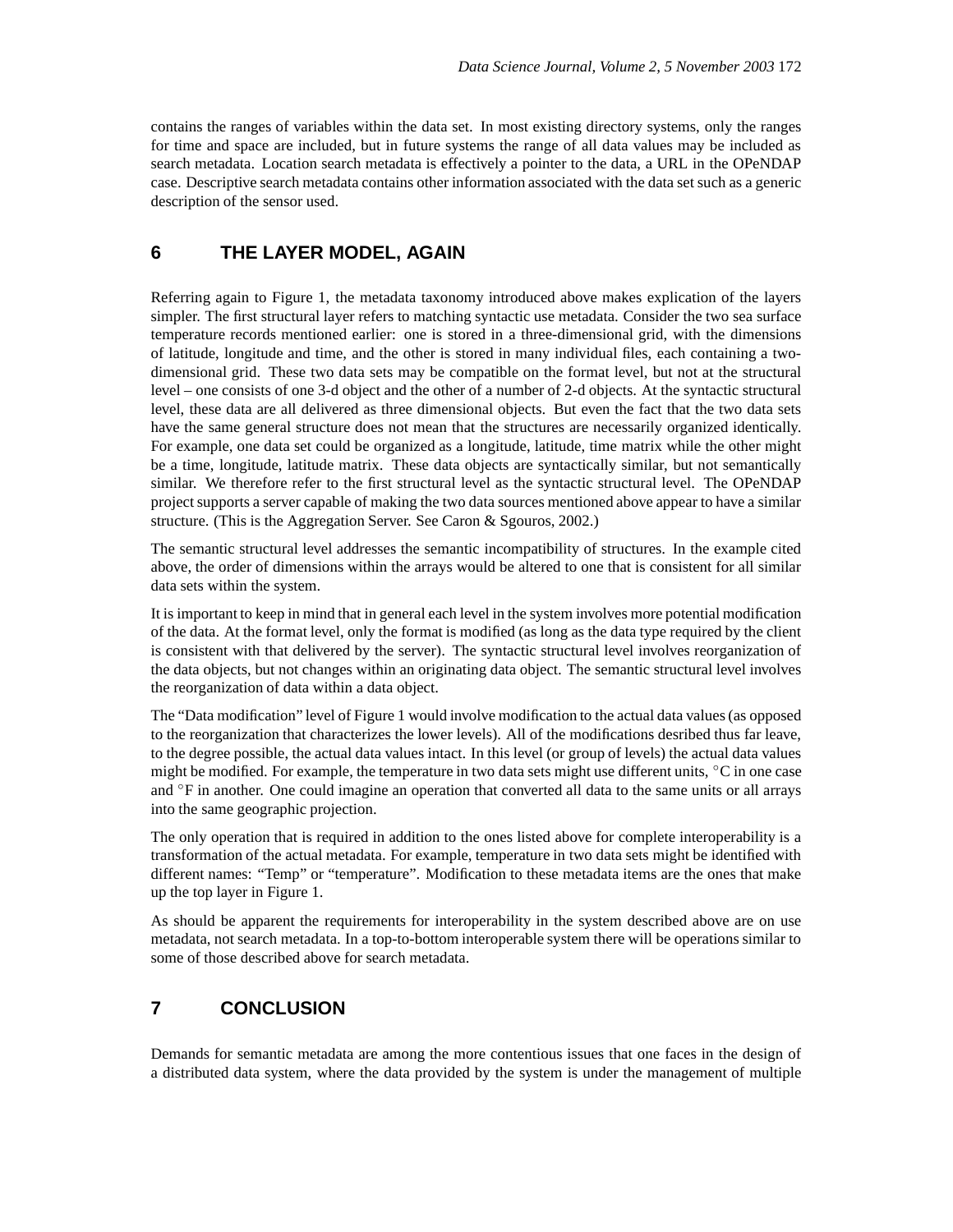contains the ranges of variables within the data set. In most existing directory systems, only the ranges for time and space are included, but in future systems the range of all data values may be included as search metadata. Location search metadata is effectively a pointer to the data, a URL in the OPeNDAP case. Descriptive search metadata contains other information associated with the data set such as a generic description of the sensor used.

## 6 THE LAYER MODEL, AGAIN

Referring again to Figure 1, the metadata taxonomy introduced above makes explication of the layers simpler. The first structural layer refers to matching syntactic use metadata. Consider the two sea surface temperature records mentioned earlier: one is stored in a three-dimensional grid, with the dimensions of latitude, longitude and time, and the other is stored in many individual files, each containing a two-dimensional grid. These two data sets may be compatible on the format level, but not at the structural level – one consists of one 3-d object and the other of a number of 2-d objects. At the syntactic structural level, these data are all delivered as three dimensional objects. But even the fact that the two data sets have the same general structure does not mean that the structures are necessarily organized identically. For example, one data set could be organized as a longitude, latitude, time matrix while the other might be a time, longitude, latitude matrix. These data objects are syntactically similar, but not semantically similar. We therefore refer to the first structural level as the syntactic structural level. The OPeNDAP project supports a server capable of making the two data sources mentioned above appear to have a similar structure. (This is the Aggregation Server. See Caron & Sgouros, 2002.)

The semantic structural level addresses the semantic incompatibility of structures. In the example cited above, the order of dimensions within the arrays would be altered to one that is consistent for all similar data sets within the system.

It is important to keep in mind that in general each level in the system involves more potential modification of the data. At the format level, only the format is modified (as long as the data type required by the client is consistent with that delivered by the server). The syntactic structural level involves reorganization of the data objects, but not changes within an originating data object. The semantic structural level involves the reorganization of data within a data object.

The "Data modification" level of Figure 1 would involve modification to the actual data values (as opposed to the reorganization that characterizes the lower levels). All of the modifications desribed thus far leave, to the degree possible, the actual data values intact. In this level (or group of levels) the actual data values might be modified. For example, the temperature in two data sets might use different units, $^{\circ}$C in one case and $^{\circ}$F in another. One could imagine an operation that converted all data to the same units or all arrays into the same geographic projection.

The only operation that is required in addition to the ones listed above for complete interoperability is a transformation of the actual metadata. For example, temperature in two data sets might be identified with different names: "Temp" or "temperature". Modification to these metadata items are the ones that make up the top layer in Figure 1.

As should be apparent the requirements for interoperability in the system described above are on use metadata, not search metadata. In a top-to-bottom interoperable system there will be operations similar to some of those described above for search metadata.

## 7 CONCLUSION

Demands for semantic metadata are among the more contentious issues that one faces in the design of a distributed data system, where the data provided by the system is under the management of multiple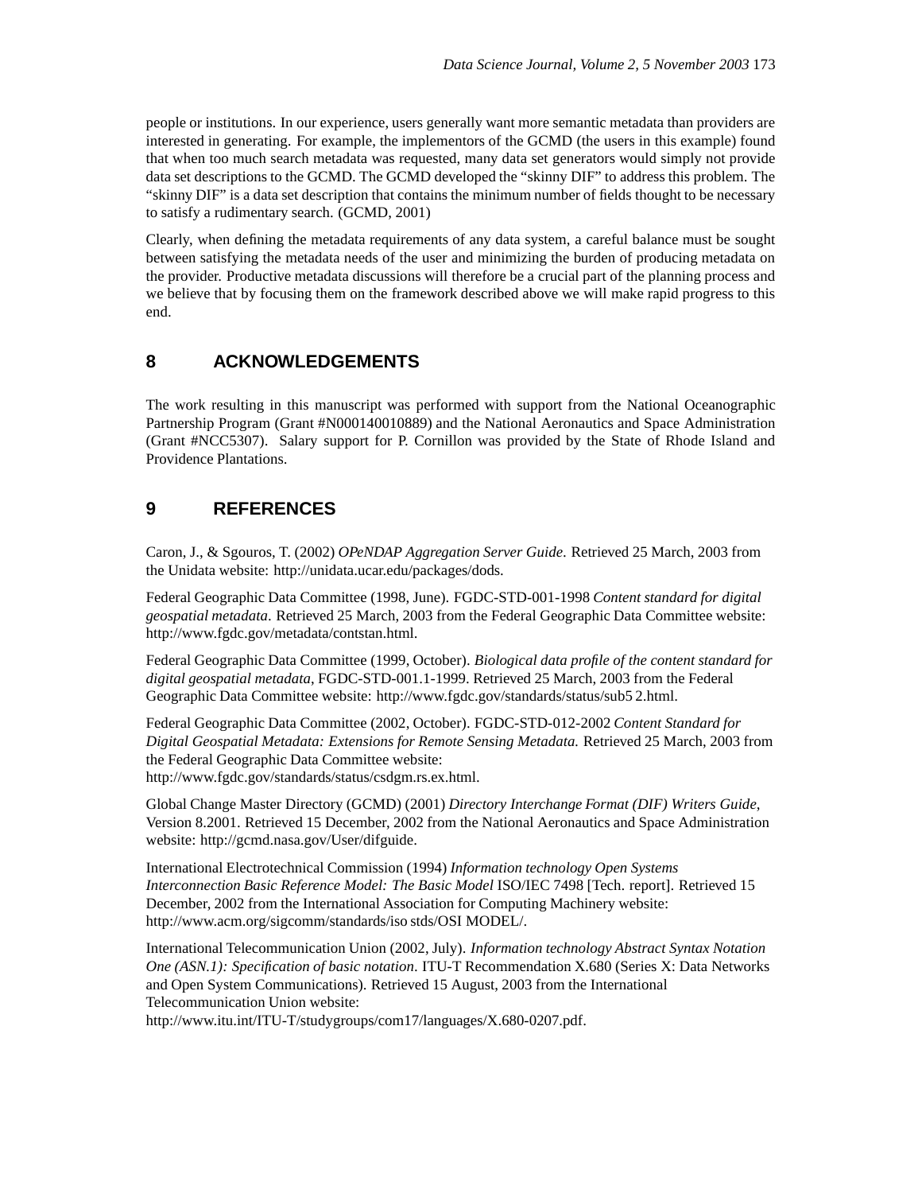people or institutions. In our experience, users generally want more semantic metadata than providers are interested in generating. For example, the implementors of the GCMD (the users in this example) found that when too much search metadata was requested, many data set generators would simply not provide data set descriptions to the GCMD. The GCMD developed the "skinny DIF" to address this problem. The "skinny DIF" is a data set description that contains the minimum number of fields thought to be necessary to satisfy a rudimentary search. (GCMD, 2001)

Clearly, when defining the metadata requirements of any data system, a careful balance must be sought between satisfying the metadata needs of the user and minimizing the burden of producing metadata on the provider. Productive metadata discussions will therefore be a crucial part of the planning process and we believe that by focusing them on the framework described above we will make rapid progress to this end.

## 8 ACKNOWLEDGEMENTS

The work resulting in this manuscript was performed with support from the National Oceanographic Partnership Program (Grant #N000140010889) and the National Aeronautics and Space Administration (Grant #NCC5307). Salary support for P. Cornillon was provided by the State of Rhode Island and Providence Plantations.

## 9 REFERENCES

Caron, J., & Sgouros, T. (2002) *OPeNDAP Aggregation Server Guide*. Retrieved 25 March, 2003 from the Unidata website: http://unidata.ucar.edu/packages/dods.

Federal Geographic Data Committee (1998, June). FGDC-STD-001-1998 *Content standard for digital geospatial metadata*. Retrieved 25 March, 2003 from the Federal Geographic Data Committee website: http://www.fgdc.gov/metadata/contstan.html.

Federal Geographic Data Committee (1999, October). *Biological data profile of the content standard for digital geospatial metadata*, FGDC-STD-001.1-1999. Retrieved 25 March, 2003 from the Federal Geographic Data Committee website: http://www.fgdc.gov/standards/status/sub5 2.html.

Federal Geographic Data Committee (2002, October). FGDC-STD-012-2002 *Content Standard for Digital Geospatial Metadata: Extensions for Remote Sensing Metadata.* Retrieved 25 March, 2003 from the Federal Geographic Data Committee website: http://www.fgdc.gov/standards/status/csdgm.rs.ex.html.

Global Change Master Directory (GCMD) (2001) *Directory Interchange Format (DIF) Writers Guide*, Version 8.2001. Retrieved 15 December, 2002 from the National Aeronautics and Space Administration website: http://gcmd.nasa.gov/User/difguide.

International Electrotechnical Commission (1994) *Information technology Open Systems Interconnection Basic Reference Model: The Basic Model* ISO/IEC 7498 [Tech. report]. Retrieved 15 December, 2002 from the International Association for Computing Machinery website: http://www.acm.org/sigcomm/standards/iso stds/OSI MODEL/.

International Telecommunication Union (2002, July). *Information technology Abstract Syntax Notation One (ASN.1): Specification of basic notation*. ITU-T Recommendation X.680 (Series X: Data Networks and Open System Communications). Retrieved 15 August, 2003 from the International Telecommunication Union website: http://www.itu.int/ITU-T/studygroups/com17/languages/X.680-0207.pdf.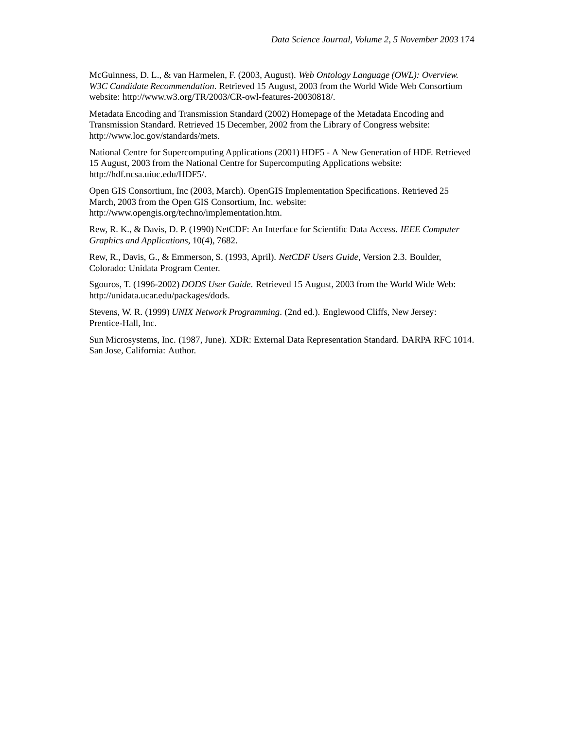McGuinness, D. L., & van Harmelen, F. (2003, August). *Web Ontology Language (OWL): Overview. W3C Candidate Recommendation*. Retrieved 15 August, 2003 from the World Wide Web Consortium website: http://www.w3.org/TR/2003/CR-owl-features-20030818/.

Metadata Encoding and Transmission Standard (2002) Homepage of the Metadata Encoding and Transmission Standard. Retrieved 15 December, 2002 from the Library of Congress website: http://www.loc.gov/standards/mets.

National Centre for Supercomputing Applications (2001) HDF5 - A New Generation of HDF. Retrieved 15 August, 2003 from the National Centre for Supercomputing Applications website: http://hdf.ncsa.uiuc.edu/HDF5/.

Open GIS Consortium, Inc (2003, March). OpenGIS Implementation Specifications. Retrieved 25 March, 2003 from the Open GIS Consortium, Inc. website: http://www.opengis.org/techno/implementation.htm.

Rew, R. K., & Davis, D. P. (1990) NetCDF: An Interface for Scientific Data Access. *IEEE Computer Graphics and Applications*, 10(4), 7682.

Rew, R., Davis, G., & Emmerson, S. (1993, April). *NetCDF Users Guide*, Version 2.3. Boulder, Colorado: Unidata Program Center.

Sgouros, T. (1996-2002) *DODS User Guide*. Retrieved 15 August, 2003 from the World Wide Web: http://unidata.ucar.edu/packages/dods.

Stevens, W. R. (1999) *UNIX Network Programming*. (2nd ed.). Englewood Cliffs, New Jersey: Prentice-Hall, Inc.

Sun Microsystems, Inc. (1987, June). XDR: External Data Representation Standard. DARPA RFC 1014. San Jose, California: Author.